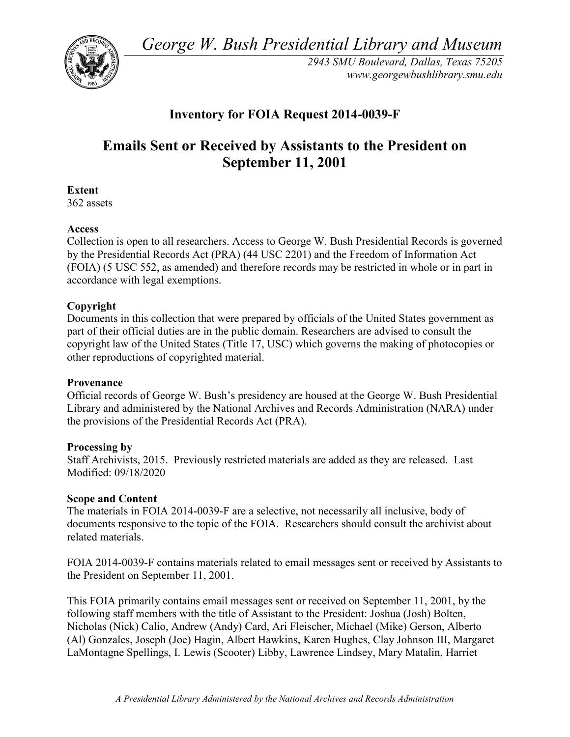*George W. Bush Presidential Library and Museum*

*2943 SMU Boulevard, Dallas, Texas 75205*
*www.georgewbushlibrary.smu.edu*

## Inventory for FOIA Request 2014-0039-F

# Emails Sent or Received by Assistants to the President on September 11, 2001

**Extent**
362 assets

**Access**
Collection is open to all researchers. Access to George W. Bush Presidential Records is governed by the Presidential Records Act (PRA) (44 USC 2201) and the Freedom of Information Act (FOIA) (5 USC 552, as amended) and therefore records may be restricted in whole or in part in accordance with legal exemptions.

**Copyright**
Documents in this collection that were prepared by officials of the United States government as part of their official duties are in the public domain. Researchers are advised to consult the copyright law of the United States (Title 17, USC) which governs the making of photocopies or other reproductions of copyrighted material.

**Provenance**
Official records of George W. Bush's presidency are housed at the George W. Bush Presidential Library and administered by the National Archives and Records Administration (NARA) under the provisions of the Presidential Records Act (PRA).

**Processing by**
Staff Archivists, 2015. Previously restricted materials are added as they are released. Last Modified: 09/18/2020

**Scope and Content**
The materials in FOIA 2014-0039-F are a selective, not necessarily all inclusive, body of documents responsive to the topic of the FOIA. Researchers should consult the archivist about related materials.

FOIA 2014-0039-F contains materials related to email messages sent or received by Assistants to the President on September 11, 2001.

This FOIA primarily contains email messages sent or received on September 11, 2001, by the following staff members with the title of Assistant to the President: Joshua (Josh) Bolten, Nicholas (Nick) Calio, Andrew (Andy) Card, Ari Fleischer, Michael (Mike) Gerson, Alberto (Al) Gonzales, Joseph (Joe) Hagin, Albert Hawkins, Karen Hughes, Clay Johnson III, Margaret LaMontagne Spellings, I. Lewis (Scooter) Libby, Lawrence Lindsey, Mary Matalin, Harriet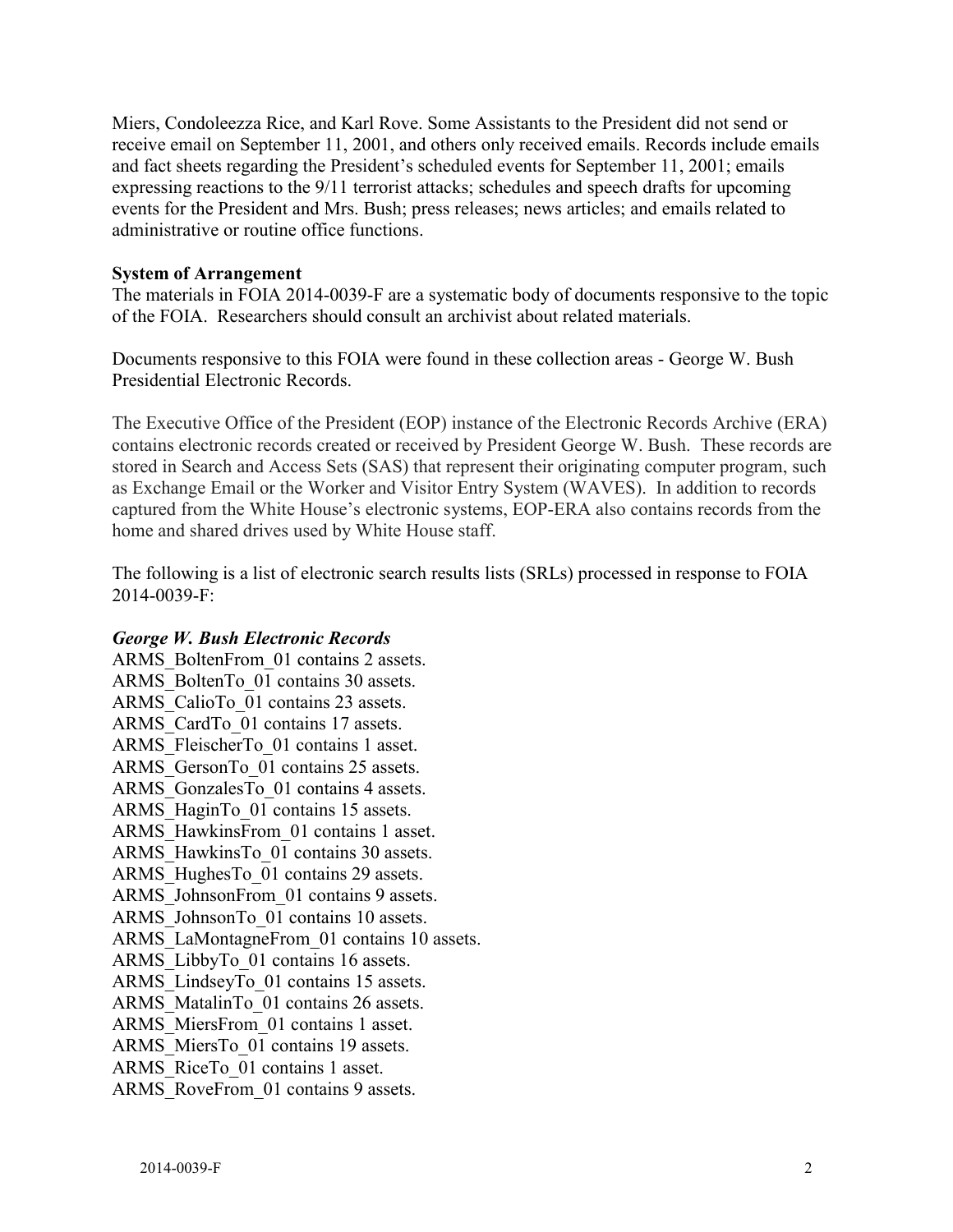Miers, Condoleezza Rice, and Karl Rove. Some Assistants to the President did not send or receive email on September 11, 2001, and others only received emails. Records include emails and fact sheets regarding the President's scheduled events for September 11, 2001; emails expressing reactions to the 9/11 terrorist attacks; schedules and speech drafts for upcoming events for the President and Mrs. Bush; press releases; news articles; and emails related to administrative or routine office functions.

**System of Arrangement**

The materials in FOIA 2014-0039-F are a systematic body of documents responsive to the topic of the FOIA. Researchers should consult an archivist about related materials.

Documents responsive to this FOIA were found in these collection areas - George W. Bush Presidential Electronic Records.

The Executive Office of the President (EOP) instance of the Electronic Records Archive (ERA) contains electronic records created or received by President George W. Bush. These records are stored in Search and Access Sets (SAS) that represent their originating computer program, such as Exchange Email or the Worker and Visitor Entry System (WAVES). In addition to records captured from the White House's electronic systems, EOP-ERA also contains records from the home and shared drives used by White House staff.

The following is a list of electronic search results lists (SRLs) processed in response to FOIA 2014-0039-F:

***George W. Bush Electronic Records***

ARMS_BoltenFrom_01 contains 2 assets.
ARMS_BoltenTo_01 contains 30 assets.
ARMS_CalioTo_01 contains 23 assets.
ARMS_CardTo_01 contains 17 assets.
ARMS_FleischerTo_01 contains 1 asset.
ARMS_GersonTo_01 contains 25 assets.
ARMS_GonzalesTo_01 contains 4 assets.
ARMS_HaginTo_01 contains 15 assets.
ARMS_HawkinsFrom_01 contains 1 asset.
ARMS_HawkinsTo_01 contains 30 assets.
ARMS_HughesTo_01 contains 29 assets.
ARMS_JohnsonFrom_01 contains 9 assets.
ARMS_JohnsonTo_01 contains 10 assets.
ARMS_LaMontagneFrom_01 contains 10 assets.
ARMS_LibbyTo_01 contains 16 assets.
ARMS_LindseyTo_01 contains 15 assets.
ARMS_MatalinTo_01 contains 26 assets.
ARMS_MiersFrom_01 contains 1 asset.
ARMS_MiersTo_01 contains 19 assets.
ARMS_RiceTo_01 contains 1 asset.
ARMS_RoveFrom_01 contains 9 assets.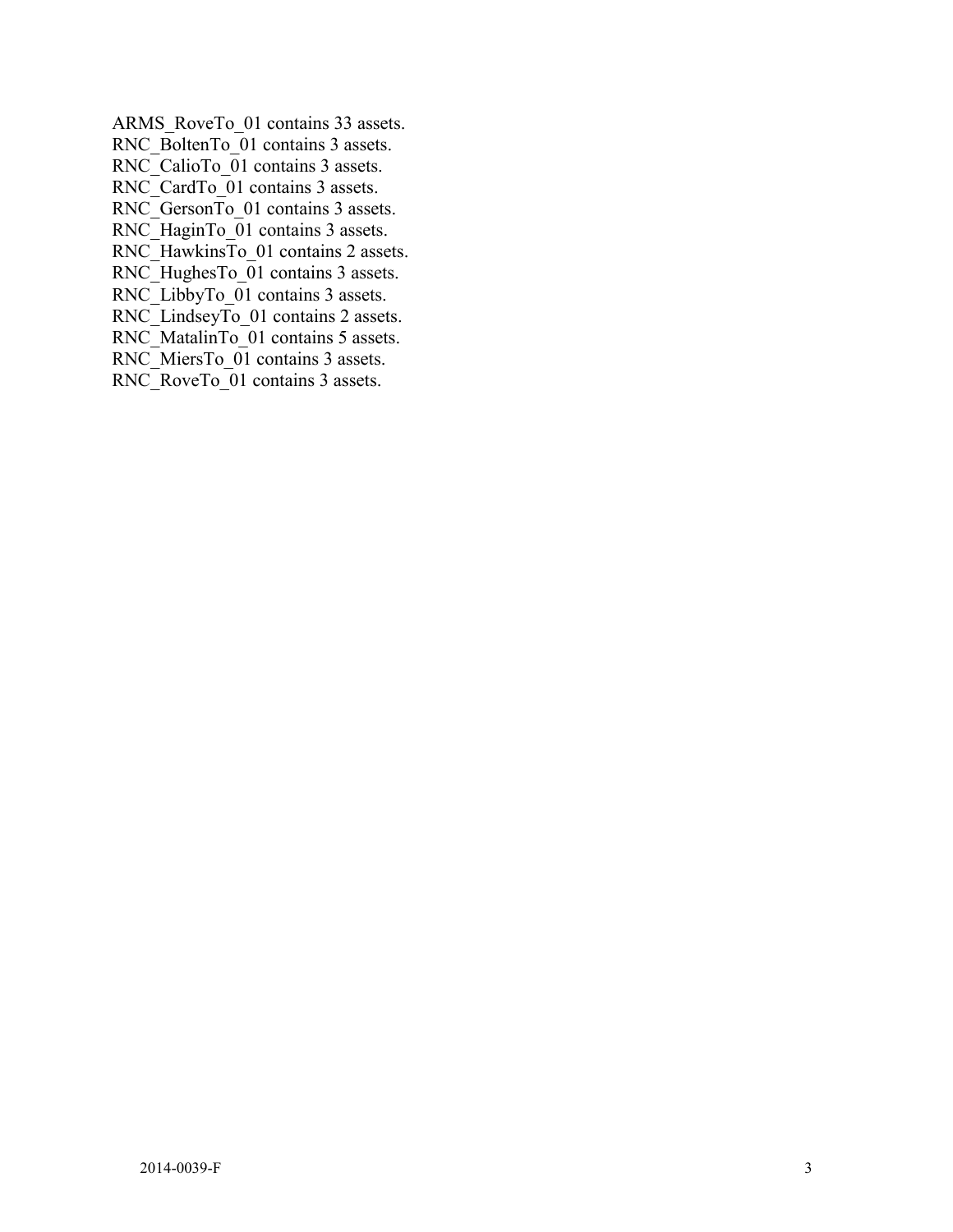ARMS_RoveTo_01 contains 33 assets.
RNC_BoltenTo_01 contains 3 assets.
RNC_CalioTo_01 contains 3 assets.
RNC_CardTo_01 contains 3 assets.
RNC_GersonTo_01 contains 3 assets.
RNC_HaginTo_01 contains 3 assets.
RNC_HawkinsTo_01 contains 2 assets.
RNC_HughesTo_01 contains 3 assets.
RNC_LibbyTo_01 contains 3 assets.
RNC_LindseyTo_01 contains 2 assets.
RNC_MatalinTo_01 contains 5 assets.
RNC_MiersTo_01 contains 3 assets.
RNC_RoveTo_01 contains 3 assets.